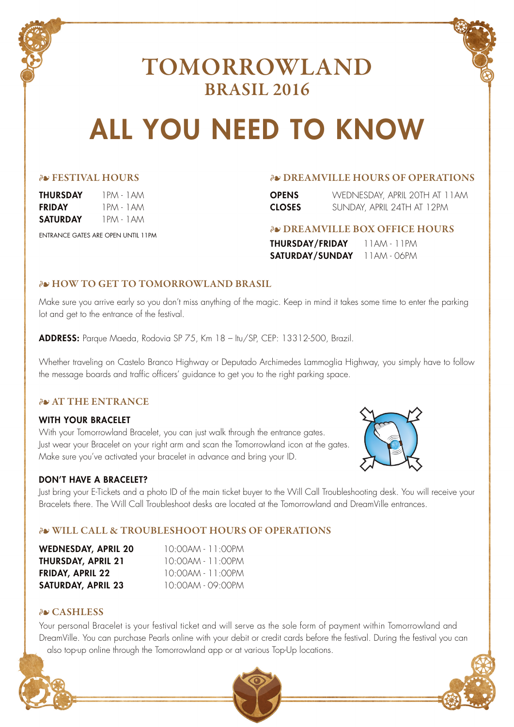# TOMORROWLAND

## BRASIL 2016

# ALL YOU NEED TO KNOW

### ❧ FESTIVAL HOURS

| | |
|---|---|
| **THURSDAY** | 1PM - 1AM |
| **FRIDAY** | 1PM - 1AM |
| **SATURDAY** | 1PM - 1AM |

ENTRANCE GATES ARE OPEN UNTIL 11PM

### ❧ DREAMVILLE HOURS OF OPERATIONS

| | |
|---|---|
| **OPENS** | WEDNESDAY, APRIL 20TH AT 11AM |
| **CLOSES** | SUNDAY, APRIL 24TH AT 12PM |

### ❧ DREAMVILLE BOX OFFICE HOURS

| | |
|---|---|
| **THURSDAY/FRIDAY** | 11AM - 11PM |
| **SATURDAY/SUNDAY** | 11AM - 06PM |

### ❧ HOW TO GET TO TOMORROWLAND BRASIL

Make sure you arrive early so you don't miss anything of the magic. Keep in mind it takes some time to enter the parking lot and get to the entrance of the festival.

**ADDRESS:** Parque Maeda, Rodovia SP 75, Km 18 – Itu/SP, CEP: 13312-500, Brazil.

Whether traveling on Castelo Branco Highway or Deputado Archimedes Lammoglia Highway, you simply have to follow the message boards and traffic officers' guidance to get you to the right parking space.

### ❧ AT THE ENTRANCE

**WITH YOUR BRACELET**

With your Tomorrowland Bracelet, you can just walk through the entrance gates. Just wear your Bracelet on your right arm and scan the Tomorrowland icon at the gates. Make sure you've activated your bracelet in advance and bring your ID.

**DON'T HAVE A BRACELET?**

Just bring your E-Tickets and a photo ID of the main ticket buyer to the Will Call Troubleshooting desk. You will receive your Bracelets there. The Will Call Troubleshoot desks are located at the Tomorrowland and DreamVille entrances.

### ❧ WILL CALL & TROUBLESHOOT HOURS OF OPERATIONS

| | |
|---|---|
| **WEDNESDAY, APRIL 20** | 10:00AM - 11:00PM |
| **THURSDAY, APRIL 21** | 10:00AM - 11:00PM |
| **FRIDAY, APRIL 22** | 10:00AM - 11:00PM |
| **SATURDAY, APRIL 23** | 10:00AM - 09:00PM |

### ❧ CASHLESS

Your personal Bracelet is your festival ticket and will serve as the sole form of payment within Tomorrowland and DreamVille. You can purchase Pearls online with your debit or credit cards before the festival. During the festival you can also top-up online through the Tomorrowland app or at various Top-Up locations.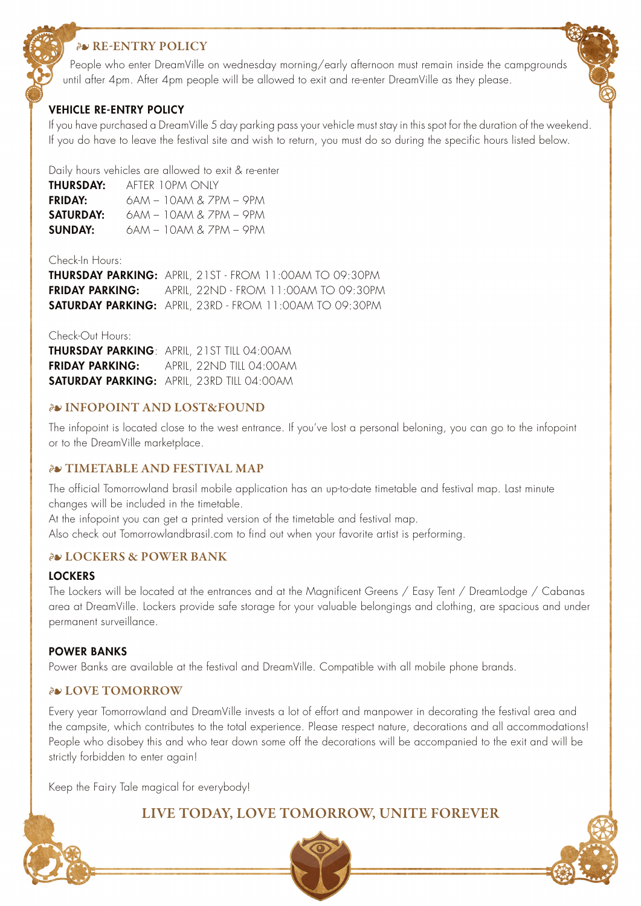## ❧ RE-ENTRY POLICY

People who enter DreamVille on wednesday morning/early afternoon must remain inside the campgrounds until after 4pm. After 4pm people will be allowed to exit and re-enter DreamVille as they please.

### VEHICLE RE-ENTRY POLICY

If you have purchased a DreamVille 5 day parking pass your vehicle must stay in this spot for the duration of the weekend. If you do have to leave the festival site and wish to return, you must do so during the specific hours listed below.

Daily hours vehicles are allowed to exit & re-enter

| | |
|---|---|
| **THURSDAY:** | AFTER 10PM ONLY |
| **FRIDAY:** | 6AM – 10AM & 7PM – 9PM |
| **SATURDAY:** | 6AM – 10AM & 7PM – 9PM |
| **SUNDAY:** | 6AM – 10AM & 7PM – 9PM |

Check-In Hours:

| | |
|---|---|
| **THURSDAY PARKING:** | APRIL, 21ST - FROM 11:00AM TO 09:30PM |
| **FRIDAY PARKING:** | APRIL, 22ND - FROM 11:00AM TO 09:30PM |
| **SATURDAY PARKING:** | APRIL, 23RD - FROM 11:00AM TO 09:30PM |

Check-Out Hours:

| | |
|---|---|
| **THURSDAY PARKING**: | APRIL, 21ST TILL 04:00AM |
| **FRIDAY PARKING:** | APRIL, 22ND TILL 04:00AM |
| **SATURDAY PARKING:** | APRIL, 23RD TILL 04:00AM |

## ❧ INFOPOINT AND LOST&FOUND

The infopoint is located close to the west entrance. If you've lost a personal beloning, you can go to the infopoint or to the DreamVille marketplace.

## ❧ TIMETABLE AND FESTIVAL MAP

The official Tomorrowland brasil mobile application has an up-to-date timetable and festival map. Last minute changes will be included in the timetable.
At the infopoint you can get a printed version of the timetable and festival map.
Also check out Tomorrowlandbrasil.com to find out when your favorite artist is performing.

## ❧ LOCKERS & POWER BANK

### LOCKERS

The Lockers will be located at the entrances and at the Magnificent Greens / Easy Tent / DreamLodge / Cabanas area at DreamVille. Lockers provide safe storage for your valuable belongings and clothing, are spacious and under permanent surveillance.

### POWER BANKS

Power Banks are available at the festival and DreamVille. Compatible with all mobile phone brands.

## ❧ LOVE TOMORROW

Every year Tomorrowland and DreamVille invests a lot of effort and manpower in decorating the festival area and the campsite, which contributes to the total experience. Please respect nature, decorations and all accommodations! People who disobey this and who tear down some off the decorations will be accompanied to the exit and will be strictly forbidden to enter again!

Keep the Fairy Tale magical for everybody!

## LIVE TODAY, LOVE TOMORROW, UNITE FOREVER